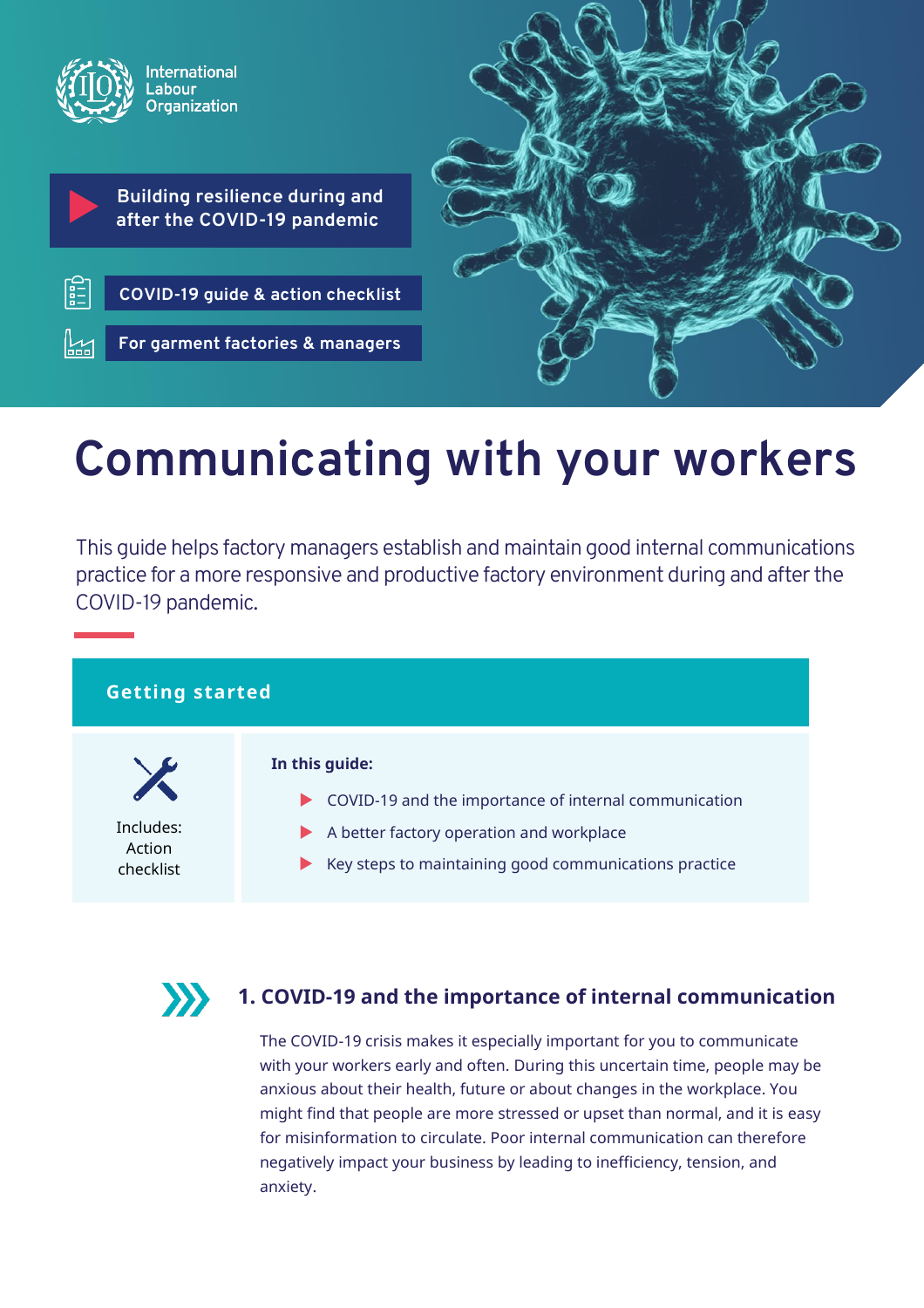International Labour Organization

**Building resilience during and after the COVID-19 pandemic**

**COVID-19 guide & action checklist**

**For garment factories & managers**

# Communicating with your workers

This guide helps factory managers establish and maintain good internal communications practice for a more responsive and productive factory environment during and after the COVID-19 pandemic.

## Getting started

Includes: Action checklist

**In this guide:**

- COVID-19 and the importance of internal communication
- A better factory operation and workplace
- Key steps to maintaining good communications practice

## 1. COVID-19 and the importance of internal communication

The COVID-19 crisis makes it especially important for you to communicate with your workers early and often. During this uncertain time, people may be anxious about their health, future or about changes in the workplace. You might find that people are more stressed or upset than normal, and it is easy for misinformation to circulate. Poor internal communication can therefore negatively impact your business by leading to inefficiency, tension, and anxiety.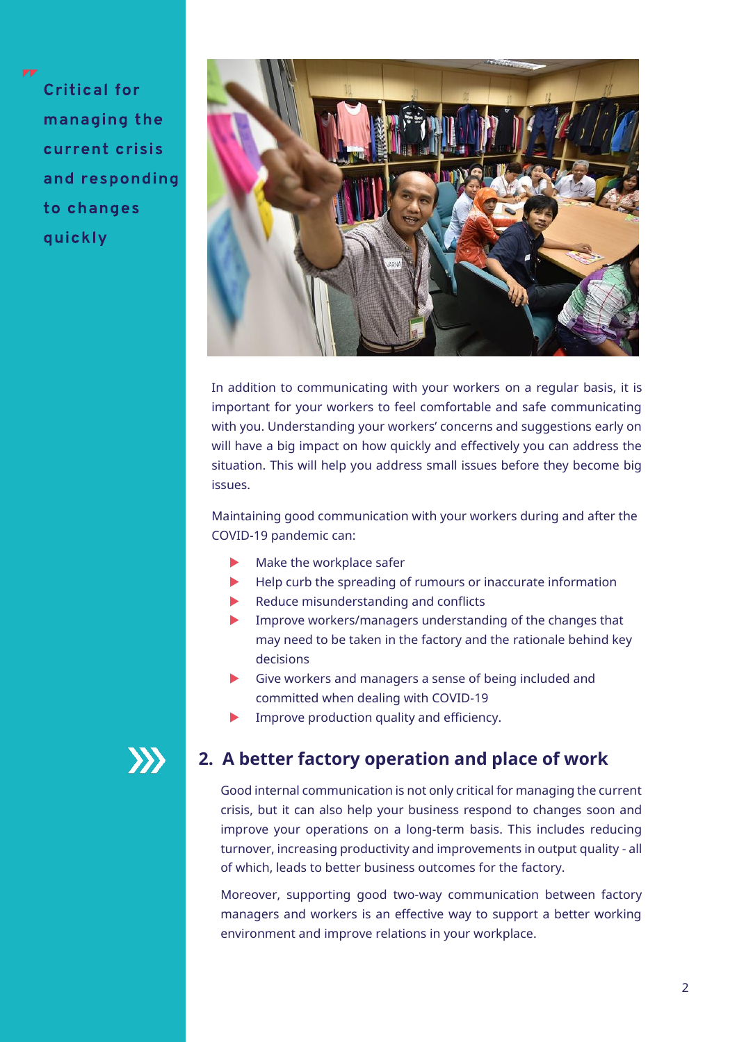> Critical for managing the current crisis and responding to changes quickly

In addition to communicating with your workers on a regular basis, it is important for your workers to feel comfortable and safe communicating with you. Understanding your workers' concerns and suggestions early on will have a big impact on how quickly and effectively you can address the situation. This will help you address small issues before they become big issues.

Maintaining good communication with your workers during and after the COVID-19 pandemic can:

- Make the workplace safer
- Help curb the spreading of rumours or inaccurate information
- Reduce misunderstanding and conflicts
- Improve workers/managers understanding of the changes that may need to be taken in the factory and the rationale behind key decisions
- Give workers and managers a sense of being included and committed when dealing with COVID-19
- Improve production quality and efficiency.

## 2. A better factory operation and place of work

Good internal communication is not only critical for managing the current crisis, but it can also help your business respond to changes soon and improve your operations on a long-term basis. This includes reducing turnover, increasing productivity and improvements in output quality - all of which, leads to better business outcomes for the factory.

Moreover, supporting good two-way communication between factory managers and workers is an effective way to support a better working environment and improve relations in your workplace.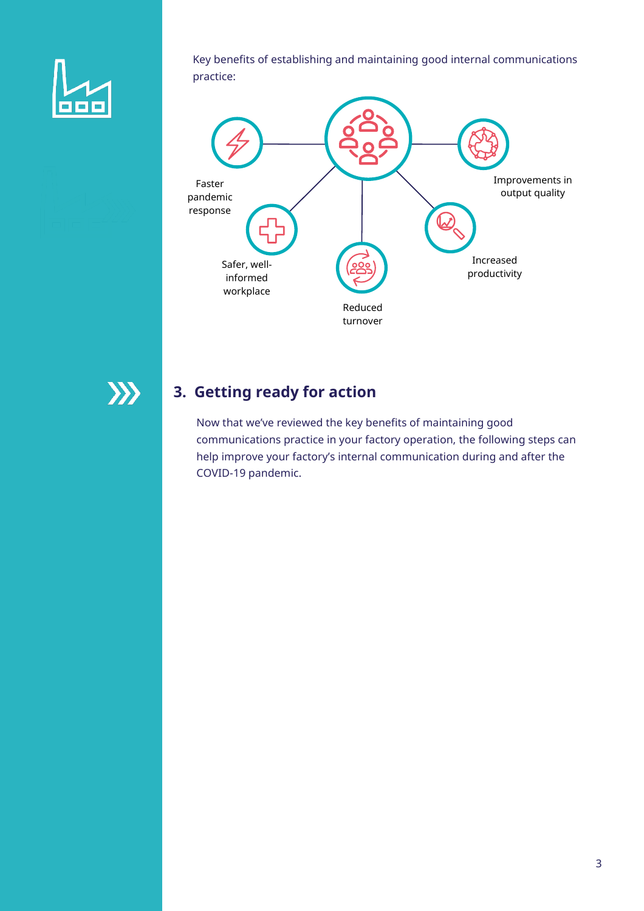Key benefits of establishing and maintaining good internal communications practice:

- Faster pandemic response
- Safer, well-informed workplace
- Reduced turnover
- Increased productivity
- Improvements in output quality

## 3. Getting ready for action

Now that we've reviewed the key benefits of maintaining good communications practice in your factory operation, the following steps can help improve your factory's internal communication during and after the COVID-19 pandemic.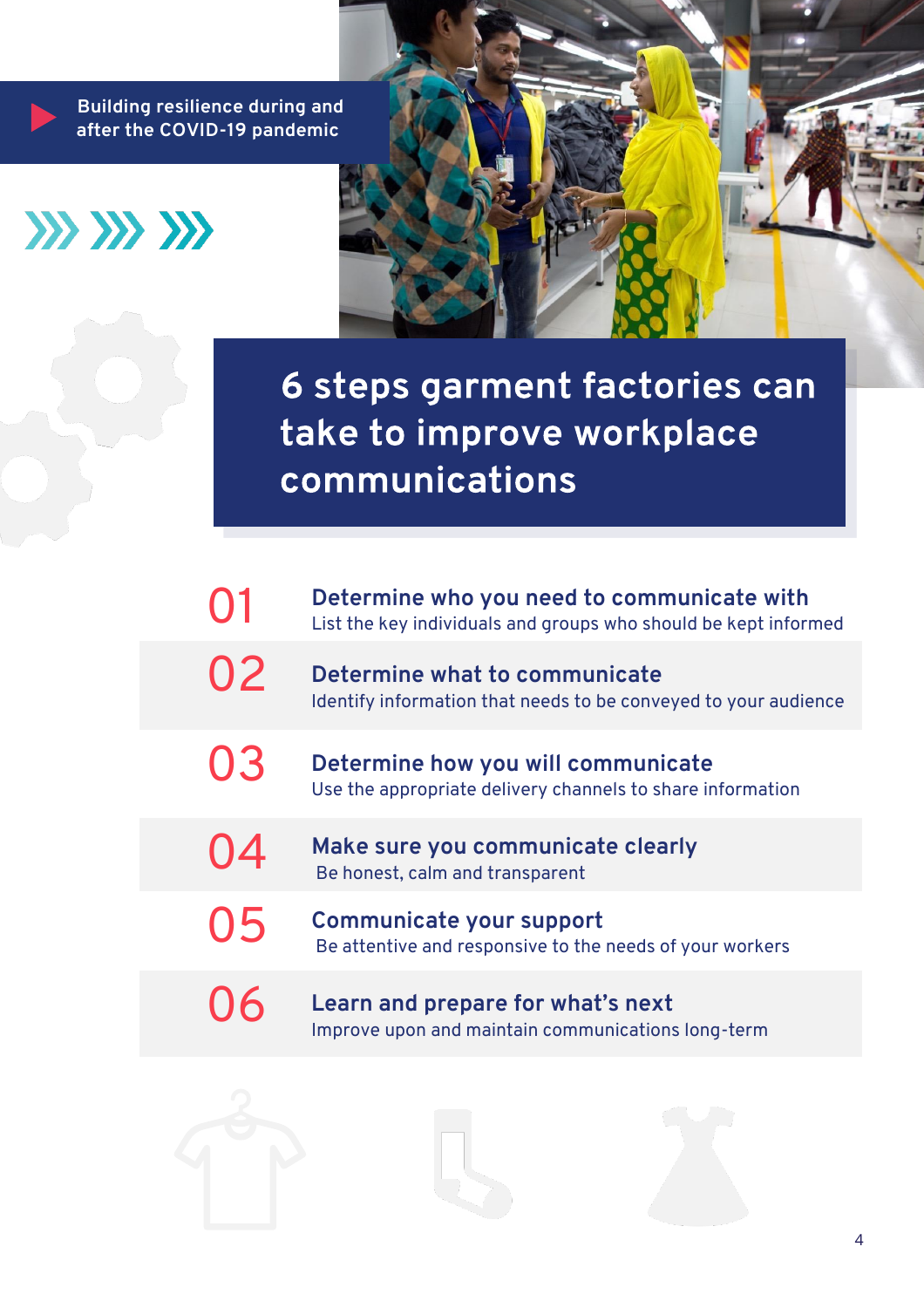Building resilience during and after the COVID-19 pandemic

# 6 steps garment factories can take to improve workplace communications

**01 Determine who you need to communicate with**
List the key individuals and groups who should be kept informed

**02 Determine what to communicate**
Identify information that needs to be conveyed to your audience

**03 Determine how you will communicate**
Use the appropriate delivery channels to share information

**04 Make sure you communicate clearly**
Be honest, calm and transparent

**05 Communicate your support**
Be attentive and responsive to the needs of your workers

**06 Learn and prepare for what's next**
Improve upon and maintain communications long-term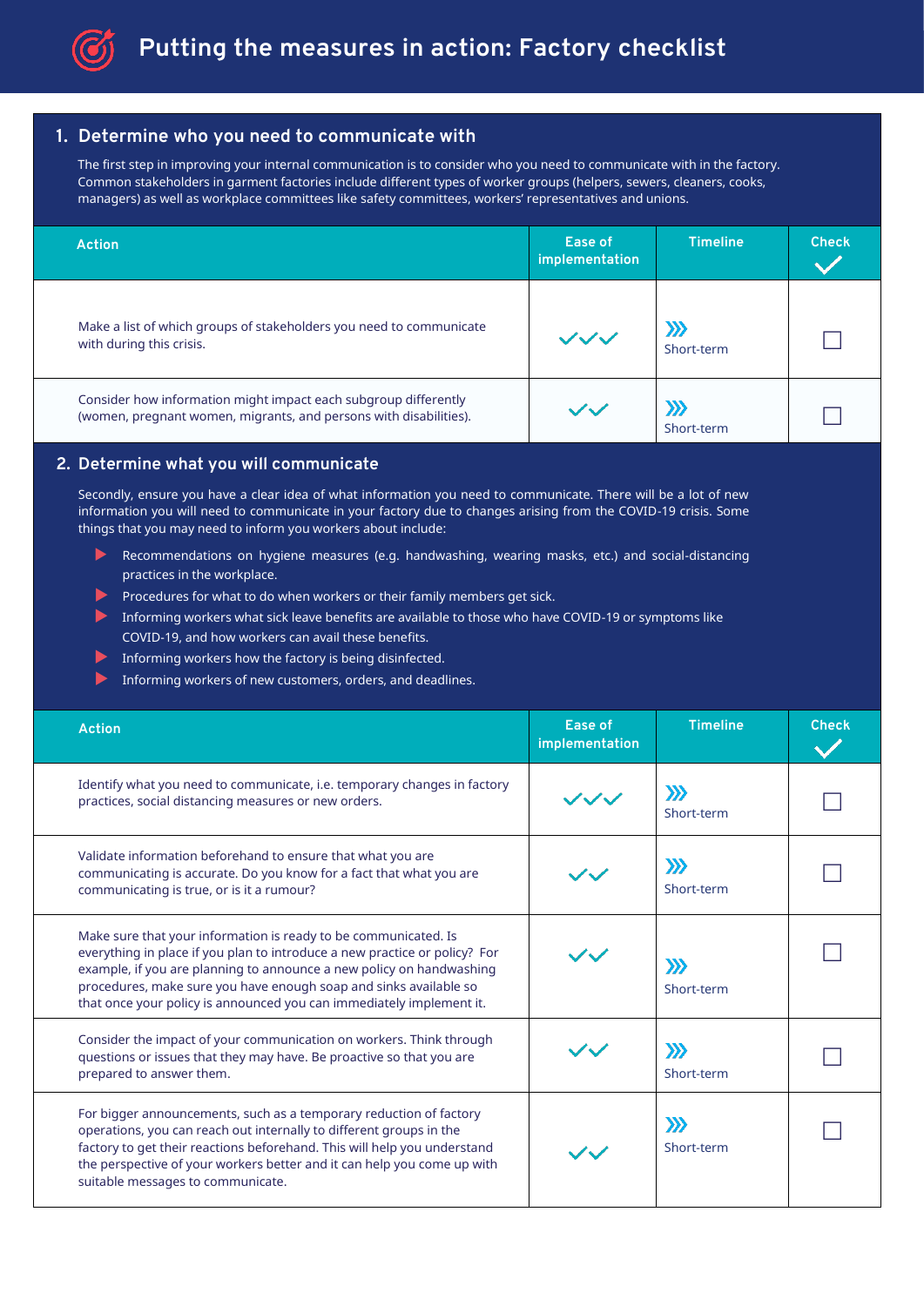# Putting the measures in action: Factory checklist

## 1. Determine who you need to communicate with

The first step in improving your internal communication is to consider who you need to communicate with in the factory. Common stakeholders in garment factories include different types of worker groups (helpers, sewers, cleaners, cooks, managers) as well as workplace committees like safety committees, workers' representatives and unions.

| Action | Ease of implementation | Timeline | Check ✓ |
| --- | --- | --- | --- |
| Make a list of which groups of stakeholders you need to communicate with during this crisis. | ✓✓✓ | ⟫ Short-term | ☐ |
| Consider how information might impact each subgroup differently (women, pregnant women, migrants, and persons with disabilities). | ✓✓ | ⟫ Short-term | ☐ |

## 2. Determine what you will communicate

Secondly, ensure you have a clear idea of what information you need to communicate. There will be a lot of new information you will need to communicate in your factory due to changes arising from the COVID-19 crisis. Some things that you may need to inform you workers about include:

- Recommendations on hygiene measures (e.g. handwashing, wearing masks, etc.) and social-distancing practices in the workplace.
- Procedures for what to do when workers or their family members get sick.
- Informing workers what sick leave benefits are available to those who have COVID-19 or symptoms like COVID-19, and how workers can avail these benefits.
- Informing workers how the factory is being disinfected.
- Informing workers of new customers, orders, and deadlines.

| Action | Ease of implementation | Timeline | Check ✓ |
| --- | --- | --- | --- |
| Identify what you need to communicate, i.e. temporary changes in factory practices, social distancing measures or new orders. | ✓✓✓ | ⟫ Short-term | ☐ |
| Validate information beforehand to ensure that what you are communicating is accurate. Do you know for a fact that what you are communicating is true, or is it a rumour? | ✓✓ | ⟫ Short-term | ☐ |
| Make sure that your information is ready to be communicated. Is everything in place if you plan to introduce a new practice or policy? For example, if you are planning to announce a new policy on handwashing procedures, make sure you have enough soap and sinks available so that once your policy is announced you can immediately implement it. | ✓✓ | ⟫ Short-term | ☐ |
| Consider the impact of your communication on workers. Think through questions or issues that they may have. Be proactive so that you are prepared to answer them. | ✓✓ | ⟫ Short-term | ☐ |
| For bigger announcements, such as a temporary reduction of factory operations, you can reach out internally to different groups in the factory to get their reactions beforehand. This will help you understand the perspective of your workers better and it can help you come up with suitable messages to communicate. | ✓✓ | ⟫ Short-term | ☐ |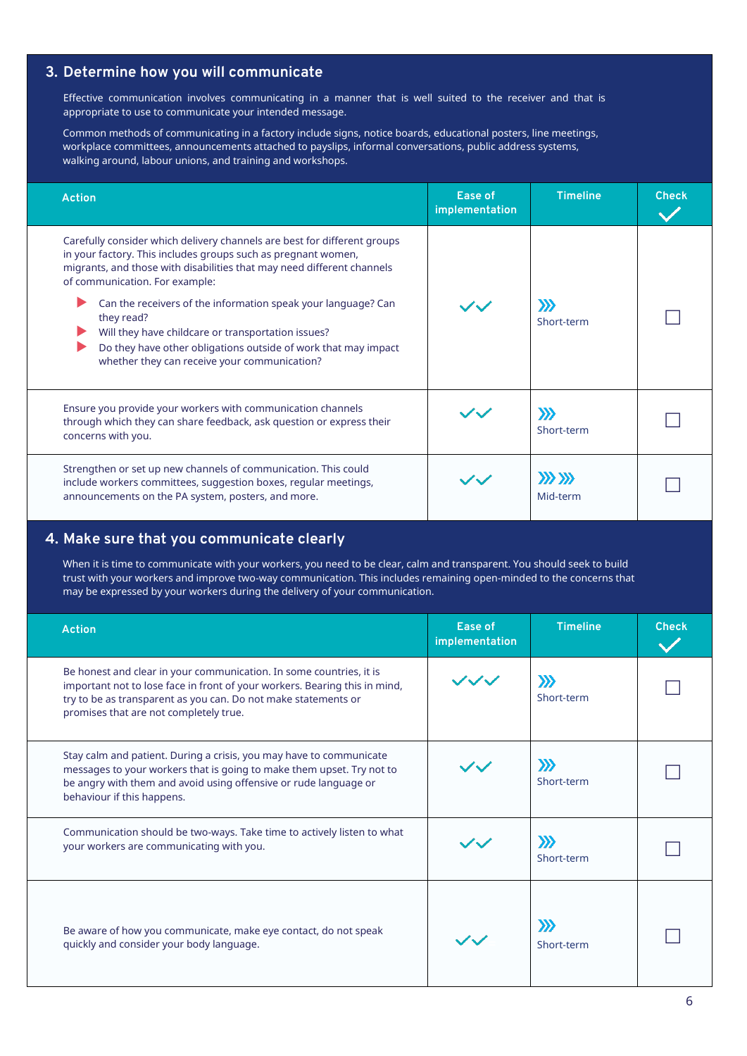## 3. Determine how you will communicate

Effective communication involves communicating in a manner that is well suited to the receiver and that is appropriate to use to communicate your intended message.

Common methods of communicating in a factory include signs, notice boards, educational posters, line meetings, workplace committees, announcements attached to payslips, informal conversations, public address systems, walking around, labour unions, and training and workshops.

| Action | Ease of implementation | Timeline | Check ✓ |
|---|---|---|---|
| Carefully consider which delivery channels are best for different groups in your factory. This includes groups such as pregnant women, migrants, and those with disabilities that may need different channels of communication. For example:<br>▶ Can the receivers of the information speak your language? Can they read?<br>▶ Will they have childcare or transportation issues?<br>▶ Do they have other obligations outside of work that may impact whether they can receive your communication? | ✓✓ | ››› Short-term | ☐ |
| Ensure you provide your workers with communication channels through which they can share feedback, ask question or express their concerns with you. | ✓✓ | ››› Short-term | ☐ |
| Strengthen or set up new channels of communication. This could include workers committees, suggestion boxes, regular meetings, announcements on the PA system, posters, and more. | ✓✓ | ››› ››› Mid-term | ☐ |

## 4. Make sure that you communicate clearly

When it is time to communicate with your workers, you need to be clear, calm and transparent. You should seek to build trust with your workers and improve two-way communication. This includes remaining open-minded to the concerns that may be expressed by your workers during the delivery of your communication.

| Action | Ease of implementation | Timeline | Check ✓ |
|---|---|---|---|
| Be honest and clear in your communication. In some countries, it is important not to lose face in front of your workers. Bearing this in mind, try to be as transparent as you can. Do not make statements or promises that are not completely true. | ✓✓✓ | ››› Short-term | ☐ |
| Stay calm and patient. During a crisis, you may have to communicate messages to your workers that is going to make them upset. Try not to be angry with them and avoid using offensive or rude language or behaviour if this happens. | ✓✓ | ››› Short-term | ☐ |
| Communication should be two-ways. Take time to actively listen to what your workers are communicating with you. | ✓✓ | ››› Short-term | ☐ |
| Be aware of how you communicate, make eye contact, do not speak quickly and consider your body language. | ✓✓ | ››› Short-term | ☐ |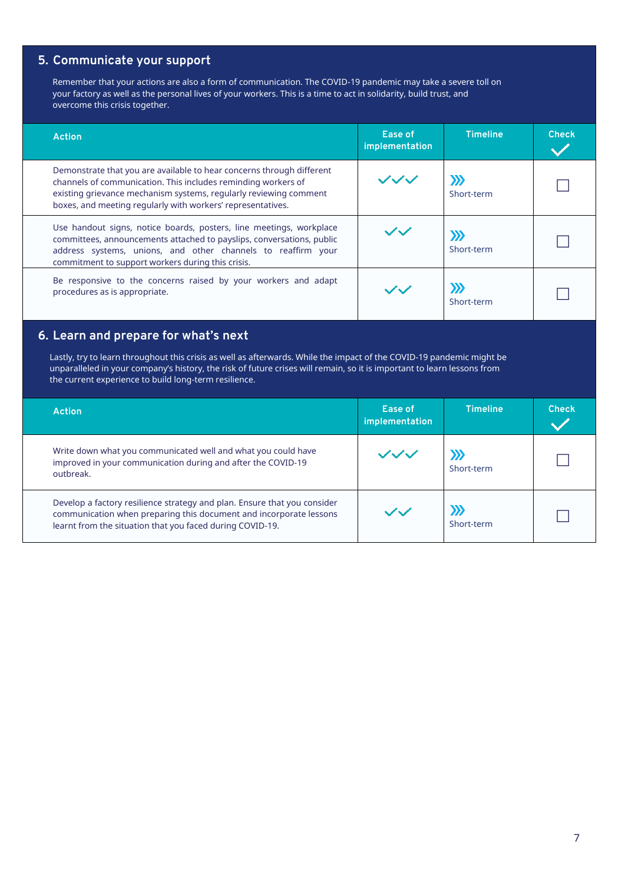## 5. Communicate your support

Remember that your actions are also a form of communication. The COVID-19 pandemic may take a severe toll on your factory as well as the personal lives of your workers. This is a time to act in solidarity, build trust, and overcome this crisis together.

| Action | Ease of implementation | Timeline | Check ✓ |
|---|---|---|---|
| Demonstrate that you are available to hear concerns through different channels of communication. This includes reminding workers of existing grievance mechanism systems, regularly reviewing comment boxes, and meeting regularly with workers' representatives. | ✓✓✓ | ››› Short-term | ☐ |
| Use handout signs, notice boards, posters, line meetings, workplace committees, announcements attached to payslips, conversations, public address systems, unions, and other channels to reaffirm your commitment to support workers during this crisis. | ✓✓ | ››› Short-term | ☐ |
| Be responsive to the concerns raised by your workers and adapt procedures as is appropriate. | ✓✓ | ››› Short-term | ☐ |

## 6. Learn and prepare for what's next

Lastly, try to learn throughout this crisis as well as afterwards. While the impact of the COVID-19 pandemic might be unparalleled in your company's history, the risk of future crises will remain, so it is important to learn lessons from the current experience to build long-term resilience.

| Action | Ease of implementation | Timeline | Check ✓ |
|---|---|---|---|
| Write down what you communicated well and what you could have improved in your communication during and after the COVID-19 outbreak. | ✓✓✓ | ››› Short-term | ☐ |
| Develop a factory resilience strategy and plan. Ensure that you consider communication when preparing this document and incorporate lessons learnt from the situation that you faced during COVID-19. | ✓✓ | ››› Short-term | ☐ |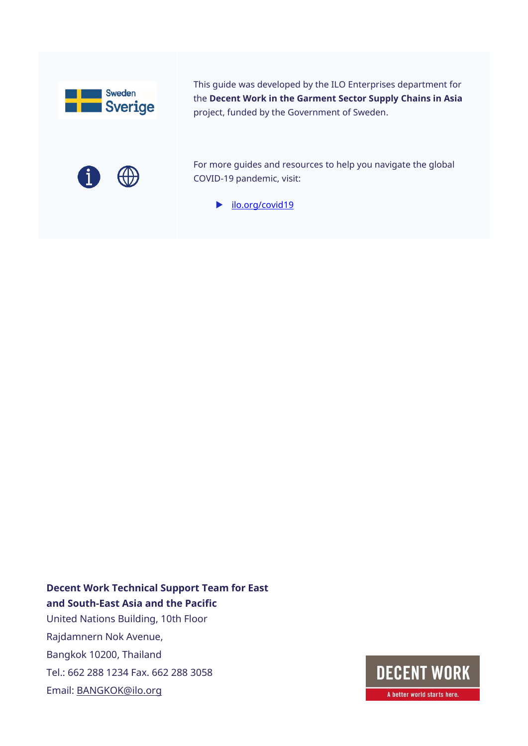This guide was developed by the ILO Enterprises department for the **Decent Work in the Garment Sector Supply Chains in Asia** project, funded by the Government of Sweden.

For more guides and resources to help you navigate the global COVID-19 pandemic, visit:

- ilo.org/covid19

**Decent Work Technical Support Team for East and South-East Asia and the Pacific**
United Nations Building, 10th Floor
Rajdamnern Nok Avenue,
Bangkok 10200, Thailand
Tel.: 662 288 1234 Fax. 662 288 3058
Email: BANGKOK@ilo.org

DECENT WORK
A better world starts here.